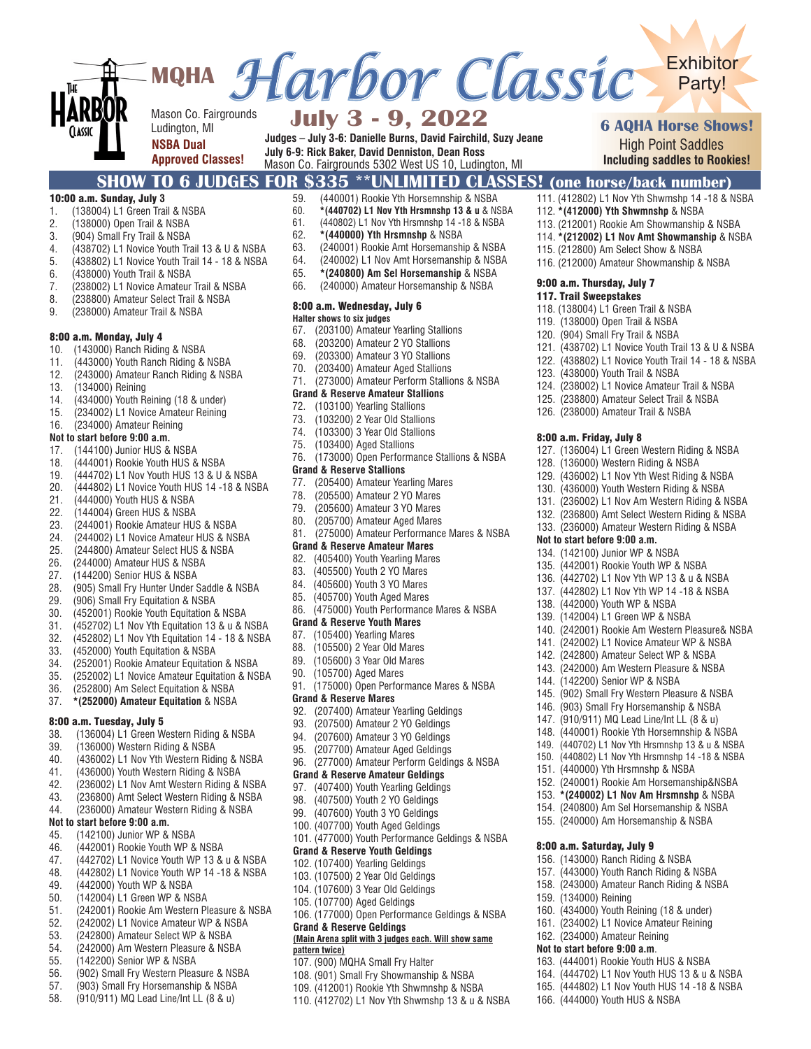# MQHA Harbor Classic

**July 3 - 9, 2022**

Mason Co. Fairgrounds
Ludington, MI

**NSBA Dual Approved Classes!**

**Judges – July 3-6: Danielle Burns, David Fairchild, Suzy Jeane**
**July 6-9: Rick Baker, David Denniston, Dean Ross**
Mason Co. Fairgrounds 5302 West US 10, Ludington, MI

Exhibitor Party!

**6 AQHA Horse Shows!**
High Point Saddles
**Including saddles to Rookies!**

## SHOW TO 6 JUDGES FOR $335 **UNLIMITED CLASSES! (one horse/back number)

**10:00 a.m. Sunday, July 3**

1. (138004) L1 Green Trail & NSBA
2. (138000) Open Trail & NSBA
3. (904) Small Fry Trail & NSBA
4. (438702) L1 Novice Youth Trail 13 & U & NSBA
5. (438802) L1 Novice Youth Trail 14 - 18 & NSBA
6. (438000) Youth Trail & NSBA
7. (238002) L1 Novice Amateur Trail & NSBA
8. (238800) Amateur Select Trail & NSBA
9. (238000) Amateur Trail & NSBA

**8:00 a.m. Monday, July 4**

10. (143000) Ranch Riding & NSBA
11. (443000) Youth Ranch Riding & NSBA
12. (243000) Amateur Ranch Riding & NSBA
13. (134000) Reining
14. (434000) Youth Reining (18 & under)
15. (234002) L1 Novice Amateur Reining
16. (234000) Amateur Reining

**Not to start before 9:00 a.m.**

17. (144100) Junior HUS & NSBA
18. (444001) Rookie Youth HUS & NSBA
19. (444702) L1 Nov Youth HUS 13 & U & NSBA
20. (444802) L1 Novice Youth HUS 14 -18 & NSBA
21. (444000) Youth HUS & NSBA
22. (144004) Green HUS & NSBA
23. (244001) Rookie Amateur HUS & NSBA
24. (244002) L1 Novice Amateur HUS & NSBA
25. (244800) Amateur Select HUS & NSBA
26. (244000) Amateur HUS & NSBA
27. (144200) Senior HUS & NSBA
28. (905) Small Fry Hunter Under Saddle & NSBA
29. (906) Small Fry Equitation & NSBA
30. (452001) Rookie Youth Equitation & NSBA
31. (452702) L1 Nov Yth Equitation 13 & u & NSBA
32. (452802) L1 Nov Yth Equitation 14 - 18 & NSBA
33. (452000) Youth Equitation & NSBA
34. (252001) Rookie Amateur Equitation & NSBA
35. (252002) L1 Novice Amateur Equitation & NSBA
36. (252800) Am Select Equitation & NSBA
37. ***(252000) Amateur Equitation** & NSBA

**8:00 a.m. Tuesday, July 5**

38. (136004) L1 Green Western Riding & NSBA
39. (136000) Western Riding & NSBA
40. (436002) L1 Nov Yth Western Riding & NSBA
41. (436000) Youth Western Riding & NSBA
42. (236002) L1 Nov Amt Western Riding & NSBA
43. (236800) Amt Select Western Riding & NSBA
44. (236000) Amateur Western Riding & NSBA

**Not to start before 9:00 a.m.**

45. (142100) Junior WP & NSBA
46. (442001) Rookie Youth WP & NSBA
47. (442702) L1 Novice Youth WP 13 & u & NSBA
48. (442802) L1 Novice Youth WP 14 -18 & NSBA
49. (442000) Youth WP & NSBA
50. (142004) L1 Green WP & NSBA
51. (242001) Rookie Am Western Pleasure & NSBA
52. (242002) L1 Novice Amateur WP & NSBA
53. (242800) Amateur Select WP & NSBA
54. (242000) Am Western Pleasure & NSBA
55. (142200) Senior WP & NSBA
56. (902) Small Fry Western Pleasure & NSBA
57. (903) Small Fry Horsemanship & NSBA
58. (910/911) MQ Lead Line/Int LL (8 & u)
59. (440001) Rookie Yth Horsemnship & NSBA
60. ***(440702) L1 Nov Yth Hrsmnshp 13 & u** & NSBA
61. (440802) L1 Nov Yth Hrsmnshp 14 -18 & NSBA
62. ***(440000) Yth Hrsmnshp** & NSBA
63. (240001) Rookie Amt Horsemanship & NSBA
64. (240002) L1 Nov Amt Horsemanship & NSBA
65. ***(240800) Am Sel Horsemanship** & NSBA
66. (240000) Amateur Horsemanship & NSBA

**8:00 a.m. Wednesday, July 6**

**Halter shows to six judges**

67. (203100) Amateur Yearling Stallions
68. (203200) Amateur 2 YO Stallions
69. (203300) Amateur 3 YO Stallions
70. (203400) Amateur Aged Stallions
71. (273000) Amateur Perform Stallions & NSBA

**Grand & Reserve Amateur Stallions**

72. (103100) Yearling Stallions
73. (103200) 2 Year Old Stallions
74. (103300) 3 Year Old Stallions
75. (103400) Aged Stallions
76. (173000) Open Performance Stallions & NSBA

**Grand & Reserve Stallions**

77. (205400) Amateur Yearling Mares
78. (205500) Amateur 2 YO Mares
79. (205600) Amateur 3 YO Mares
80. (205700) Amateur Aged Mares
81. (275000) Amateur Performance Mares & NSBA

**Grand & Reserve Amateur Mares**

82. (405400) Youth Yearling Mares
83. (405500) Youth 2 YO Mares
84. (405600) Youth 3 YO Mares
85. (405700) Youth Aged Mares
86. (475000) Youth Performance Mares & NSBA

**Grand & Reserve Youth Mares**

87. (105400) Yearling Mares
88. (105500) 2 Year Old Mares
89. (105600) 3 Year Old Mares
90. (105700) Aged Mares
91. (175000) Open Performance Mares & NSBA

**Grand & Reserve Mares**

92. (207400) Amateur Yearling Geldings
93. (207500) Amateur 2 YO Geldings
94. (207600) Amateur 3 YO Geldings
95. (207700) Amateur Aged Geldings
96. (277000) Amateur Perform Geldings & NSBA

**Grand & Reserve Amateur Geldings**

97. (407400) Youth Yearling Geldings
98. (407500) Youth 2 YO Geldings
99. (407600) Youth 3 YO Geldings
100. (407700) Youth Aged Geldings
101. (477000) Youth Performance Geldings & NSBA

**Grand & Reserve Youth Geldings**

102. (107400) Yearling Geldings
103. (107500) 2 Year Old Geldings
104. (107600) 3 Year Old Geldings
105. (107700) Aged Geldings
106. (177000) Open Performance Geldings & NSBA

**Grand & Reserve Geldings**

**(Main Arena split with 3 judges each. Will show same pattern twice)**

107. (900) MQHA Small Fry Halter
108. (901) Small Fry Showmanship & NSBA
109. (412001) Rookie Yth Shwmnshp & NSBA
110. (412702) L1 Nov Yth Shwmshp 13 & u & NSBA
111. (412802) L1 Nov Yth Shwmshp 14 -18 & NSBA
112. ***(412000) Yth Shwmnshp** & NSBA
113. (212001) Rookie Am Showmanship & NSBA
114. ***(212002) L1 Nov Amt Showmanship** & NSBA
115. (212800) Am Select Show & NSBA
116. (212000) Amateur Showmanship & NSBA

**9:00 a.m. Thursday, July 7**

**117. Trail Sweepstakes**

118. (138004) L1 Green Trail & NSBA
119. (138000) Open Trail & NSBA
120. (904) Small Fry Trail & NSBA
121. (438702) L1 Novice Youth Trail 13 & U & NSBA
122. (438802) L1 Novice Youth Trail 14 - 18 & NSBA
123. (438000) Youth Trail & NSBA
124. (238002) L1 Novice Amateur Trail & NSBA
125. (238800) Amateur Select Trail & NSBA
126. (238000) Amateur Trail & NSBA

**8:00 a.m. Friday, July 8**

127. (136004) L1 Green Western Riding & NSBA
128. (136000) Western Riding & NSBA
129. (436002) L1 Nov Yth West Riding & NSBA
130. (436000) Youth Western Riding & NSBA
131. (236002) L1 Nov Am Western Riding & NSBA
132. (236800) Amt Select Western Riding & NSBA
133. (236000) Amateur Western Riding & NSBA

**Not to start before 9:00 a.m.**

134. (142100) Junior WP & NSBA
135. (442001) Rookie Youth WP & NSBA
136. (442702) L1 Nov Yth WP 13 & u & NSBA
137. (442802) L1 Nov Yth WP 14 -18 & NSBA
138. (442000) Youth WP & NSBA
139. (142004) L1 Green WP & NSBA
140. (242001) Rookie Am Western Pleasure& NSBA
141. (242002) L1 Novice Amateur WP & NSBA
142. (242800) Amateur Select WP & NSBA
143. (242000) Am Western Pleasure & NSBA
144. (142200) Senior WP & NSBA
145. (902) Small Fry Western Pleasure & NSBA
146. (903) Small Fry Horsemanship & NSBA
147. (910/911) MQ Lead Line/Int LL (8 & u)
148. (440001) Rookie Yth Horsemnship & NSBA
149. (440702) L1 Nov Yth Hrsmnshp 13 & u & NSBA
150. (440802) L1 Nov Yth Hrsmnshp 14 -18 & NSBA
151. (440000) Yth Hrsmnshp & NSBA
152. (240001) Rookie Am Horsemanship&NSBA
153. ***(240002) L1 Nov Am Hrsmnshp** & NSBA
154. (240800) Am Sel Horsemanship & NSBA
155. (240000) Am Horsemanship & NSBA

**8:00 a.m. Saturday, July 9**

156. (143000) Ranch Riding & NSBA
157. (443000) Youth Ranch Riding & NSBA
158. (243000) Amateur Ranch Riding & NSBA
159. (134000) Reining
160. (434000) Youth Reining (18 & under)
161. (234002) L1 Novice Amateur Reining
162. (234000) Amateur Reining

**Not to start before 9:00 a.m.**

163. (444001) Rookie Youth HUS & NSBA
164. (444702) L1 Nov Youth HUS 13 & u & NSBA
165. (444802) L1 Nov Youth HUS 14 -18 & NSBA
166. (444000) Youth HUS & NSBA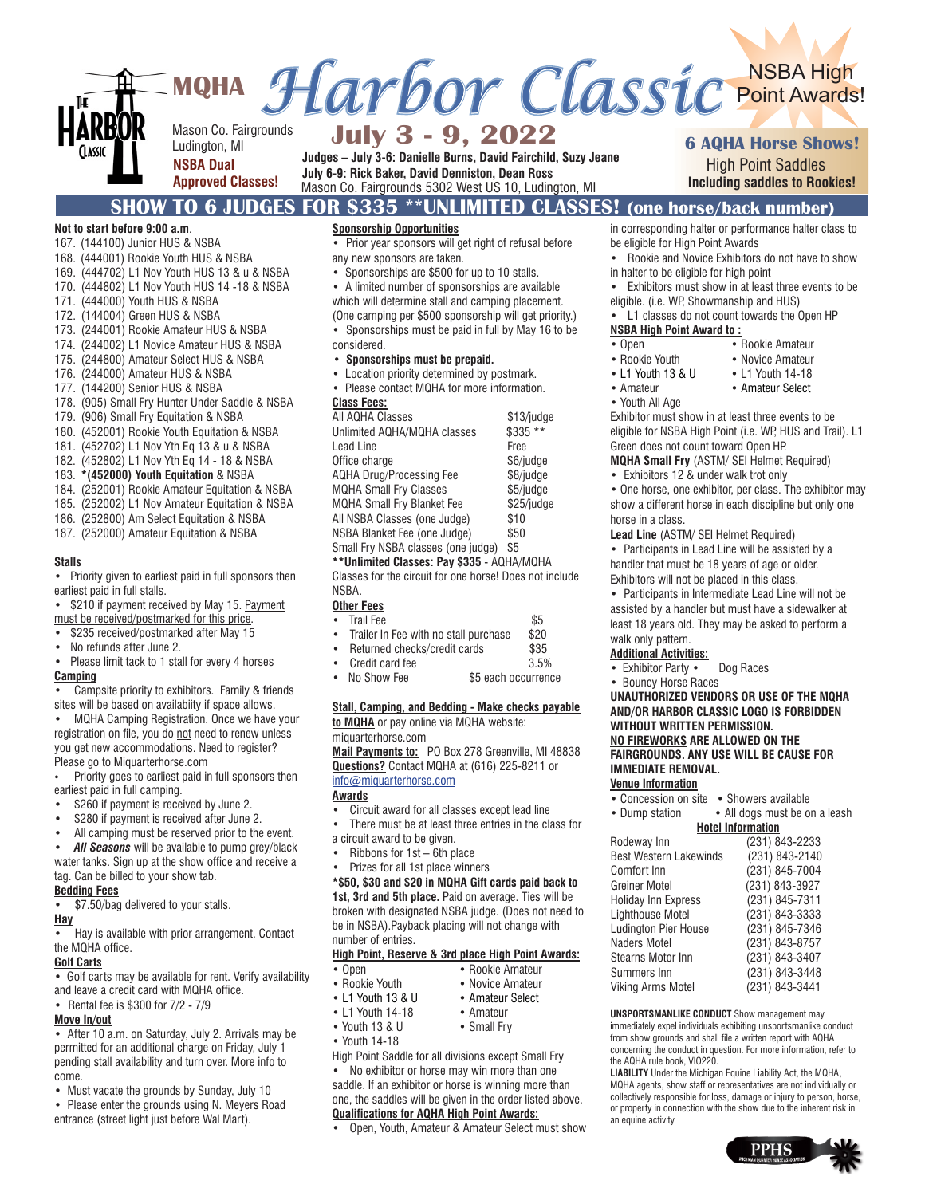# MQHA Harbor Classic

**NSBA High Point Awards!**

Mason Co. Fairgrounds
Ludington, MI

**NSBA Dual Approved Classes!**

## July 3 - 9, 2022

**Judges – July 3-6: Danielle Burns, David Fairchild, Suzy Jeane**
**July 6-9: Rick Baker, David Denniston, Dean Ross**
Mason Co. Fairgrounds 5302 West US 10, Ludington, MI

**6 AQHA Horse Shows!**
High Point Saddles
**Including saddles to Rookies!**

## SHOW TO 6 JUDGES FOR $335 **UNLIMITED CLASSES! (one horse/back number)

**Not to start before 9:00 a.m.**

167. (144100) Junior HUS & NSBA
168. (444001) Rookie Youth HUS & NSBA
169. (444702) L1 Nov Youth HUS 13 & u & NSBA
170. (444802) L1 Nov Youth HUS 14 -18 & NSBA
171. (444000) Youth HUS & NSBA
172. (144004) Green HUS & NSBA
173. (244001) Rookie Amateur HUS & NSBA
174. (244002) L1 Novice Amateur HUS & NSBA
175. (244800) Amateur Select HUS & NSBA
176. (244000) Amateur HUS & NSBA
177. (144200) Senior HUS & NSBA
178. (905) Small Fry Hunter Under Saddle & NSBA
179. (906) Small Fry Equitation & NSBA
180. (452001) Rookie Youth Equitation & NSBA
181. (452702) L1 Nov Yth Eq 13 & u & NSBA
182. (452802) L1 Nov Yth Eq 14 - 18 & NSBA
183. ***(452000) Youth Equitation** & NSBA
184. (252001) Rookie Amateur Equitation & NSBA
185. (252002) L1 Nov Amateur Equitation & NSBA
186. (252800) Am Select Equitation & NSBA
187. (252000) Amateur Equitation & NSBA

### Stalls

- Priority given to earliest paid in full sponsors then earliest paid in full stalls.
- $210 if payment received by May 15. Payment must be received/postmarked for this price.
- $235 received/postmarked after May 15
- No refunds after June 2.
- Please limit tack to 1 stall for every 4 horses

### Camping

- Campsite priority to exhibitors. Family & friends sites will be based on availabiity if space allows.
- MQHA Camping Registration. Once we have your registration on file, you do not need to renew unless you get new accommodations. Need to register? Please go to Miquarterhorse.com
- Priority goes to earliest paid in full sponsors then earliest paid in full camping.
- $260 if payment is received by June 2.
- $280 if payment is received after June 2.
- All camping must be reserved prior to the event.
- ***All Seasons*** will be available to pump grey/black water tanks. Sign up at the show office and receive a tag. Can be billed to your show tab.

### Bedding Fees

- $7.50/bag delivered to your stalls.

### Hay

- Hay is available with prior arrangement. Contact the MQHA office.

### Golf Carts

- Golf carts may be available for rent. Verify availability and leave a credit card with MQHA office.
- Rental fee is $300 for 7/2 - 7/9

### Move In/out

- After 10 a.m. on Saturday, July 2. Arrivals may be permitted for an additional charge on Friday, July 1 pending stall availability and turn over. More info to come.
- Must vacate the grounds by Sunday, July 10
- Please enter the grounds using N. Meyers Road entrance (street light just before Wal Mart).

### Sponsorship Opportunities

- Prior year sponsors will get right of refusal before any new sponsors are taken.
- Sponsorships are $500 for up to 10 stalls.
- A limited number of sponsorships are available which will determine stall and camping placement. (One camping per $500 sponsorship will get priority.)
- Sponsorships must be paid in full by May 16 to be considered.
- **Sponsorships must be prepaid.**
- Location priority determined by postmark.
- Please contact MQHA for more information.

### Class Fees:

| | |
|---|---|
| All AQHA Classes | $13/judge |
| Unlimited AQHA/MQHA classes | $335 ** |
| Lead Line | Free |
| Office charge | $6/judge |
| AQHA Drug/Processing Fee | $8/judge |
| MQHA Small Fry Classes | $5/judge |
| MQHA Small Fry Blanket Fee | $25/judge |
| All NSBA Classes (one Judge) | $10 |
| NSBA Blanket Fee (one Judge) | $50 |
| Small Fry NSBA classes (one judge) | $5 |

****Unlimited Classes: Pay $335** - AQHA/MQHA Classes for the circuit for one horse! Does not include NSBA.

### Other Fees

| | |
|---|---|
| Trail Fee | $5 |
| Trailer In Fee with no stall purchase | $20 |
| Returned checks/credit cards | $35 |
| Credit card fee | 3.5% |
| No Show Fee | $5 each occurrence |

**Stall, Camping, and Bedding - Make checks payable to MQHA** or pay online via MQHA website: miquarterhorse.com

**Mail Payments to:** PO Box 278 Greenville, MI 48838

**Questions?** Contact MQHA at (616) 225-8211 or info@miquarterhorse.com

### Awards

- Circuit award for all classes except lead line
- There must be at least three entries in the class for a circuit award to be given.
- Ribbons for 1st – 6th place
- Prizes for all 1st place winners

***$50, $30 and $20 in MQHA Gift cards paid back to 1st, 3rd and 5th place.** Paid on average. Ties will be broken with designated NSBA judge. (Does not need to be in NSBA).Payback placing will not change with number of entries.

### High Point, Reserve & 3rd place High Point Awards:

- Open
- Rookie Youth
- L1 Youth 13 & U
- L1 Youth 14-18
- Youth 13 & U
- Youth 14-18
- Rookie Amateur
- Novice Amateur
- Amateur Select
- Amateur
- Small Fry

High Point Saddle for all divisions except Small Fry

- No exhibitor or horse may win more than one saddle. If an exhibitor or horse is winning more than one, the saddles will be given in the order listed above.

### Qualifications for AQHA High Point Awards:

- Open, Youth, Amateur & Amateur Select must show in corresponding halter or performance halter class to be eligible for High Point Awards
- Rookie and Novice Exhibitors do not have to show in halter to be eligible for high point
- Exhibitors must show in at least three events to be eligible. (i.e. WP, Showmanship and HUS)
- L1 classes do not count towards the Open HP

### NSBA High Point Award to :

- Open
- Rookie Youth
- L1 Youth 13 & U
- Amateur
- Youth All Age
- Rookie Amateur
- Novice Amateur
- L1 Youth 14-18
- Amateur Select

Exhibitor must show in at least three events to be eligible for NSBA High Point (i.e. WP, HUS and Trail). L1 Green does not count toward Open HP.

**MQHA Small Fry** (ASTM/ SEI Helmet Required)

- Exhibitors 12 & under walk trot only
- One horse, one exhibitor, per class. The exhibitor may show a different horse in each discipline but only one horse in a class.

**Lead Line** (ASTM/ SEI Helmet Required)

- Participants in Lead Line will be assisted by a handler that must be 18 years of age or older. Exhibitors will not be placed in this class.
- Participants in Intermediate Lead Line will not be assisted by a handler but must have a sidewalker at least 18 years old. They may be asked to perform a walk only pattern.

### Additional Activities:

- Exhibitor Party
- Dog Races
- Bouncy Horse Races

**UNAUTHORIZED VENDORS OR USE OF THE MQHA AND/OR HARBOR CLASSIC LOGO IS FORBIDDEN WITHOUT WRITTEN PERMISSION.**

**NO FIREWORKS ARE ALLOWED ON THE FAIRGROUNDS. ANY USE WILL BE CAUSE FOR IMMEDIATE REMOVAL.**

### Venue Information

- Concession on site
- Dump station
- Showers available
- All dogs must be on a leash

### Hotel Information

| | |
|---|---|
| Rodeway Inn | (231) 843-2233 |
| Best Western Lakewinds | (231) 843-2140 |
| Comfort Inn | (231) 845-7004 |
| Greiner Motel | (231) 843-3927 |
| Holiday Inn Express | (231) 845-7311 |
| Lighthouse Motel | (231) 843-3333 |
| Ludington Pier House | (231) 845-7346 |
| Naders Motel | (231) 843-8757 |
| Stearns Motor Inn | (231) 843-3407 |
| Summers Inn | (231) 843-3448 |
| Viking Arms Motel | (231) 843-3441 |

**UNSPORTSMANLIKE CONDUCT** Show management may immediately expel individuals exhibiting unsportsmanlike conduct from show grounds and shall file a written report with AQHA concerning the conduct in question. For more information, refer to the AQHA rule book, VIO220.

**LIABILITY** Under the Michigan Equine Liability Act, the MQHA, MQHA agents, show staff or representatives are not individually or collectively responsible for loss, damage or injury to person, horse, or property in connection with the show due to the inherent risk in an equine activity